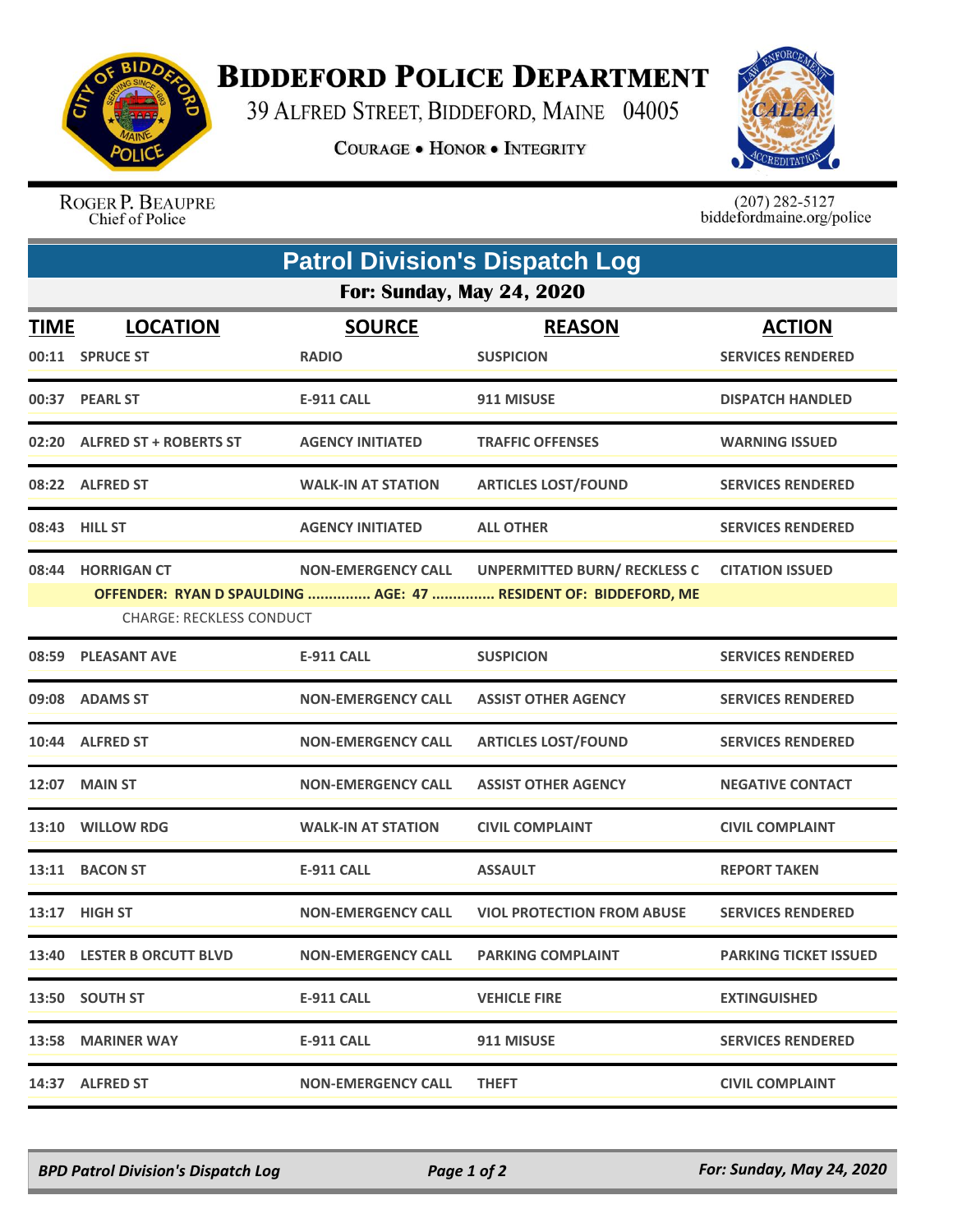# Biddeford Police Department

39 Alfred Street, Biddeford, Maine 04005

Courage • Honor • Integrity

Roger P. Beaupre
Chief of Police

(207) 282-5127
biddefordmaine.org/police

## Patrol Division's Dispatch Log

### For: Sunday, May 24, 2020

| TIME | LOCATION | SOURCE | REASON | ACTION |
|---|---|---|---|---|
| 00:11 | SPRUCE ST | RADIO | SUSPICION | SERVICES RENDERED |
| 00:37 | PEARL ST | E-911 CALL | 911 MISUSE | DISPATCH HANDLED |
| 02:20 | ALFRED ST + ROBERTS ST | AGENCY INITIATED | TRAFFIC OFFENSES | WARNING ISSUED |
| 08:22 | ALFRED ST | WALK-IN AT STATION | ARTICLES LOST/FOUND | SERVICES RENDERED |
| 08:43 | HILL ST | AGENCY INITIATED | ALL OTHER | SERVICES RENDERED |
| 08:44 | HORRIGAN CT | NON-EMERGENCY CALL | UNPERMITTED BURN/ RECKLESS C | CITATION ISSUED |
| | OFFENDER: RYAN D SPAULDING ............... AGE: 47 ............... RESIDENT OF: BIDDEFORD, ME | | | |
| | CHARGE: RECKLESS CONDUCT | | | |
| 08:59 | PLEASANT AVE | E-911 CALL | SUSPICION | SERVICES RENDERED |
| 09:08 | ADAMS ST | NON-EMERGENCY CALL | ASSIST OTHER AGENCY | SERVICES RENDERED |
| 10:44 | ALFRED ST | NON-EMERGENCY CALL | ARTICLES LOST/FOUND | SERVICES RENDERED |
| 12:07 | MAIN ST | NON-EMERGENCY CALL | ASSIST OTHER AGENCY | NEGATIVE CONTACT |
| 13:10 | WILLOW RDG | WALK-IN AT STATION | CIVIL COMPLAINT | CIVIL COMPLAINT |
| 13:11 | BACON ST | E-911 CALL | ASSAULT | REPORT TAKEN |
| 13:17 | HIGH ST | NON-EMERGENCY CALL | VIOL PROTECTION FROM ABUSE | SERVICES RENDERED |
| 13:40 | LESTER B ORCUTT BLVD | NON-EMERGENCY CALL | PARKING COMPLAINT | PARKING TICKET ISSUED |
| 13:50 | SOUTH ST | E-911 CALL | VEHICLE FIRE | EXTINGUISHED |
| 13:58 | MARINER WAY | E-911 CALL | 911 MISUSE | SERVICES RENDERED |
| 14:37 | ALFRED ST | NON-EMERGENCY CALL | THEFT | CIVIL COMPLAINT |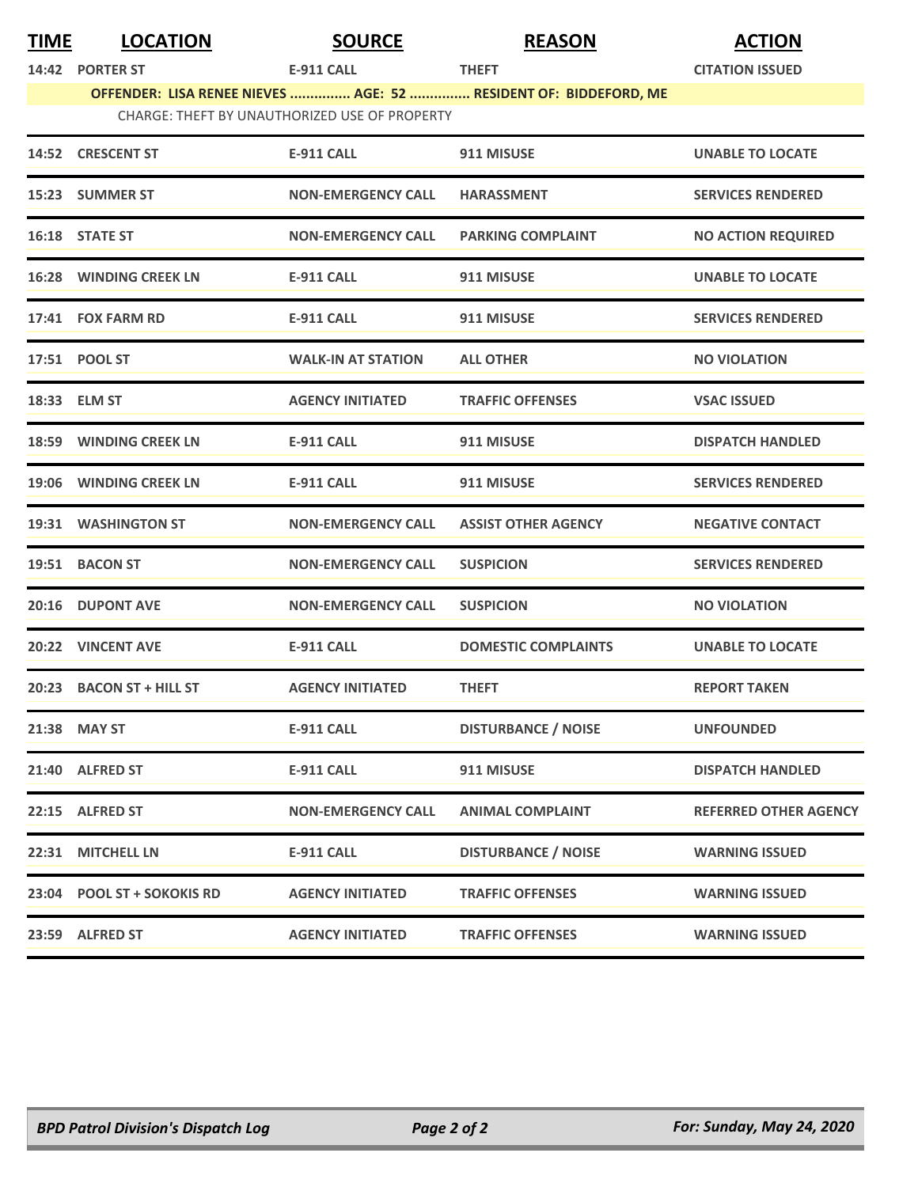| TIME | LOCATION | SOURCE | REASON | ACTION |
|---|---|---|---|---|
| 14:42 | PORTER ST | E-911 CALL | THEFT | CITATION ISSUED |
| | OFFENDER: LISA RENEE NIEVES ............... AGE: 52 ............... RESIDENT OF: BIDDEFORD, ME | | | |
| | CHARGE: THEFT BY UNAUTHORIZED USE OF PROPERTY | | | |
| 14:52 | CRESCENT ST | E-911 CALL | 911 MISUSE | UNABLE TO LOCATE |
| 15:23 | SUMMER ST | NON-EMERGENCY CALL | HARASSMENT | SERVICES RENDERED |
| 16:18 | STATE ST | NON-EMERGENCY CALL | PARKING COMPLAINT | NO ACTION REQUIRED |
| 16:28 | WINDING CREEK LN | E-911 CALL | 911 MISUSE | UNABLE TO LOCATE |
| 17:41 | FOX FARM RD | E-911 CALL | 911 MISUSE | SERVICES RENDERED |
| 17:51 | POOL ST | WALK-IN AT STATION | ALL OTHER | NO VIOLATION |
| 18:33 | ELM ST | AGENCY INITIATED | TRAFFIC OFFENSES | VSAC ISSUED |
| 18:59 | WINDING CREEK LN | E-911 CALL | 911 MISUSE | DISPATCH HANDLED |
| 19:06 | WINDING CREEK LN | E-911 CALL | 911 MISUSE | SERVICES RENDERED |
| 19:31 | WASHINGTON ST | NON-EMERGENCY CALL | ASSIST OTHER AGENCY | NEGATIVE CONTACT |
| 19:51 | BACON ST | NON-EMERGENCY CALL | SUSPICION | SERVICES RENDERED |
| 20:16 | DUPONT AVE | NON-EMERGENCY CALL | SUSPICION | NO VIOLATION |
| 20:22 | VINCENT AVE | E-911 CALL | DOMESTIC COMPLAINTS | UNABLE TO LOCATE |
| 20:23 | BACON ST + HILL ST | AGENCY INITIATED | THEFT | REPORT TAKEN |
| 21:38 | MAY ST | E-911 CALL | DISTURBANCE / NOISE | UNFOUNDED |
| 21:40 | ALFRED ST | E-911 CALL | 911 MISUSE | DISPATCH HANDLED |
| 22:15 | ALFRED ST | NON-EMERGENCY CALL | ANIMAL COMPLAINT | REFERRED OTHER AGENCY |
| 22:31 | MITCHELL LN | E-911 CALL | DISTURBANCE / NOISE | WARNING ISSUED |
| 23:04 | POOL ST + SOKOKIS RD | AGENCY INITIATED | TRAFFIC OFFENSES | WARNING ISSUED |
| 23:59 | ALFRED ST | AGENCY INITIATED | TRAFFIC OFFENSES | WARNING ISSUED |